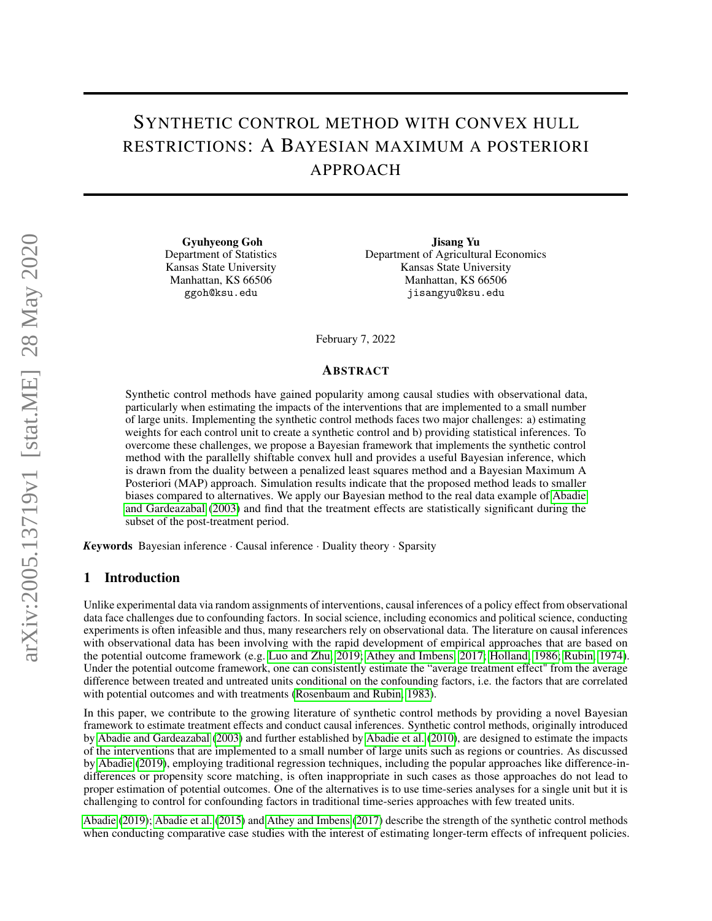# SYNTHETIC CONTROL METHOD WITH CONVEX HULL RESTRICTIONS: A BAYESIAN MAXIMUM A POSTERIORI APPROACH

**Gyuhyeong Goh**
Department of Statistics
Kansas State University
Manhattan, KS 66506
ggoh@ksu.edu

**Jisang Yu**
Department of Agricultural Economics
Kansas State University
Manhattan, KS 66506
jisangyu@ksu.edu

February 7, 2022

## ABSTRACT

Synthetic control methods have gained popularity among causal studies with observational data, particularly when estimating the impacts of the interventions that are implemented to a small number of large units. Implementing the synthetic control methods faces two major challenges: a) estimating weights for each control unit to create a synthetic control and b) providing statistical inferences. To overcome these challenges, we propose a Bayesian framework that implements the synthetic control method with the parallelly shiftable convex hull and provides a useful Bayesian inference, which is drawn from the duality between a penalized least squares method and a Bayesian Maximum A Posteriori (MAP) approach. Simulation results indicate that the proposed method leads to smaller biases compared to alternatives. We apply our Bayesian method to the real data example of Abadie and Gardeazabal (2003) and find that the treatment effects are statistically significant during the subset of the post-treatment period.

***Keywords*** Bayesian inference · Causal inference · Duality theory · Sparsity

## 1 Introduction

Unlike experimental data via random assignments of interventions, causal inferences of a policy effect from observational data face challenges due to confounding factors. In social science, including economics and political science, conducting experiments is often infeasible and thus, many researchers rely on observational data. The literature on causal inferences with observational data has been involving with the rapid development of empirical approaches that are based on the potential outcome framework (e.g. Luo and Zhu, 2019; Athey and Imbens, 2017; Holland, 1986; Rubin, 1974). Under the potential outcome framework, one can consistently estimate the "average treatment effect" from the average difference between treated and untreated units conditional on the confounding factors, i.e. the factors that are correlated with potential outcomes and with treatments (Rosenbaum and Rubin, 1983).

In this paper, we contribute to the growing literature of synthetic control methods by providing a novel Bayesian framework to estimate treatment effects and conduct causal inferences. Synthetic control methods, originally introduced by Abadie and Gardeazabal (2003) and further established by Abadie et al. (2010), are designed to estimate the impacts of the interventions that are implemented to a small number of large units such as regions or countries. As discussed by Abadie (2019), employing traditional regression techniques, including the popular approaches like difference-in-differences or propensity score matching, is often inappropriate in such cases as those approaches do not lead to proper estimation of potential outcomes. One of the alternatives is to use time-series analyses for a single unit but it is challenging to control for confounding factors in traditional time-series approaches with few treated units.

Abadie (2019); Abadie et al. (2015) and Athey and Imbens (2017) describe the strength of the synthetic control methods when conducting comparative case studies with the interest of estimating longer-term effects of infrequent policies.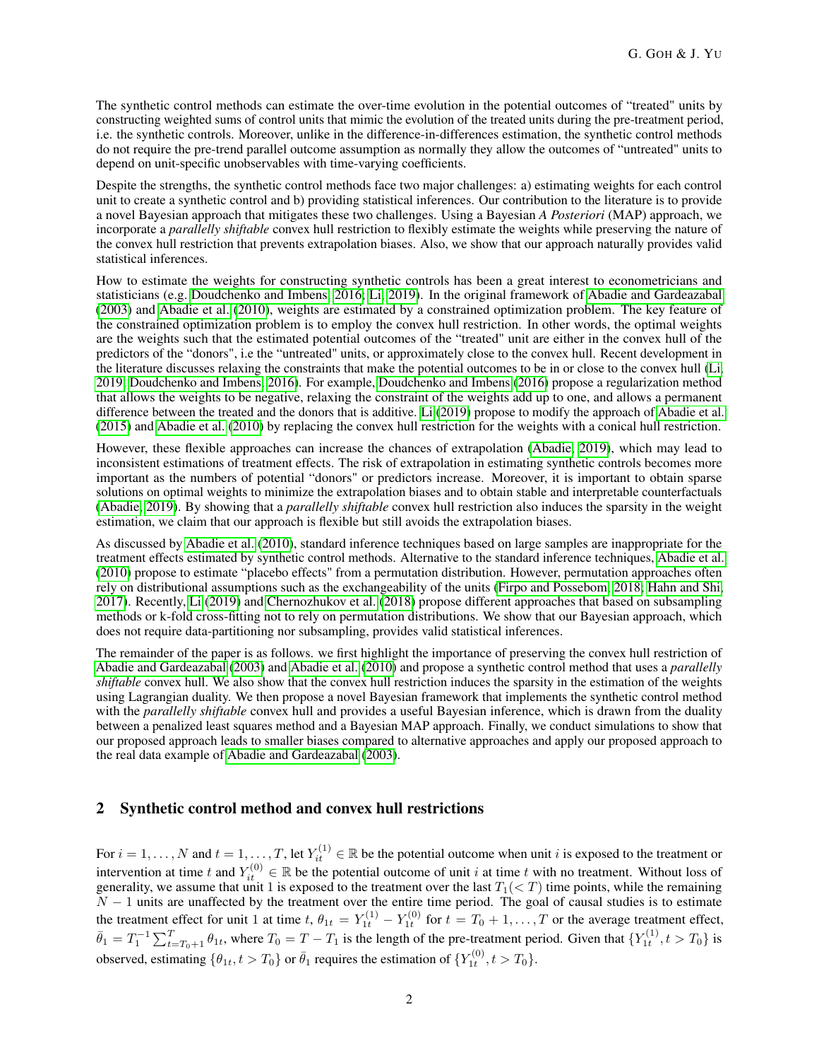The synthetic control methods can estimate the over-time evolution in the potential outcomes of "treated" units by constructing weighted sums of control units that mimic the evolution of the treated units during the pre-treatment period, i.e. the synthetic controls. Moreover, unlike in the difference-in-differences estimation, the synthetic control methods do not require the pre-trend parallel outcome assumption as normally they allow the outcomes of "untreated" units to depend on unit-specific unobservables with time-varying coefficients.

Despite the strengths, the synthetic control methods face two major challenges: a) estimating weights for each control unit to create a synthetic control and b) providing statistical inferences. Our contribution to the literature is to provide a novel Bayesian approach that mitigates these two challenges. Using a Bayesian *A Posteriori* (MAP) approach, we incorporate a *parallelly shiftable* convex hull restriction to flexibly estimate the weights while preserving the nature of the convex hull restriction that prevents extrapolation biases. Also, we show that our approach naturally provides valid statistical inferences.

How to estimate the weights for constructing synthetic controls has been a great interest to econometricians and statisticians (e.g. Doudchenko and Imbens, 2016; Li, 2019). In the original framework of Abadie and Gardeazabal (2003) and Abadie et al. (2010), weights are estimated by a constrained optimization problem. The key feature of the constrained optimization problem is to employ the convex hull restriction. In other words, the optimal weights are the weights such that the estimated potential outcomes of the "treated" unit are either in the convex hull of the predictors of the "donors", i.e the "untreated" units, or approximately close to the convex hull. Recent development in the literature discusses relaxing the constraints that make the potential outcomes to be in or close to the convex hull (Li, 2019; Doudchenko and Imbens, 2016). For example, Doudchenko and Imbens (2016) propose a regularization method that allows the weights to be negative, relaxing the constraint of the weights add up to one, and allows a permanent difference between the treated and the donors that is additive. Li (2019) propose to modify the approach of Abadie et al. (2015) and Abadie et al. (2010) by replacing the convex hull restriction for the weights with a conical hull restriction.

However, these flexible approaches can increase the chances of extrapolation (Abadie, 2019), which may lead to inconsistent estimations of treatment effects. The risk of extrapolation in estimating synthetic controls becomes more important as the numbers of potential "donors" or predictors increase. Moreover, it is important to obtain sparse solutions on optimal weights to minimize the extrapolation biases and to obtain stable and interpretable counterfactuals (Abadie, 2019). By showing that a *parallelly shiftable* convex hull restriction also induces the sparsity in the weight estimation, we claim that our approach is flexible but still avoids the extrapolation biases.

As discussed by Abadie et al. (2010), standard inference techniques based on large samples are inappropriate for the treatment effects estimated by synthetic control methods. Alternative to the standard inference techniques, Abadie et al. (2010) propose to estimate "placebo effects" from a permutation distribution. However, permutation approaches often rely on distributional assumptions such as the exchangeability of the units (Firpo and Possebom, 2018; Hahn and Shi, 2017). Recently, Li (2019) and Chernozhukov et al. (2018) propose different approaches that based on subsampling methods or k-fold cross-fitting not to rely on permutation distributions. We show that our Bayesian approach, which does not require data-partitioning nor subsampling, provides valid statistical inferences.

The remainder of the paper is as follows. we first highlight the importance of preserving the convex hull restriction of Abadie and Gardeazabal (2003) and Abadie et al. (2010) and propose a synthetic control method that uses a *parallelly shiftable* convex hull. We also show that the convex hull restriction induces the sparsity in the estimation of the weights using Lagrangian duality. We then propose a novel Bayesian framework that implements the synthetic control method with the *parallelly shiftable* convex hull and provides a useful Bayesian inference, which is drawn from the duality between a penalized least squares method and a Bayesian MAP approach. Finally, we conduct simulations to show that our proposed approach leads to smaller biases compared to alternative approaches and apply our proposed approach to the real data example of Abadie and Gardeazabal (2003).

## 2 Synthetic control method and convex hull restrictions

For $i = 1, \ldots, N$ and $t = 1, \ldots, T$, let $Y_{it}^{(1)} \in \mathbb{R}$ be the potential outcome when unit $i$ is exposed to the treatment or intervention at time $t$ and $Y_{it}^{(0)} \in \mathbb{R}$ be the potential outcome of unit $i$ at time $t$ with no treatment. Without loss of generality, we assume that unit 1 is exposed to the treatment over the last $T_1 (< T)$ time points, while the remaining $N - 1$ units are unaffected by the treatment over the entire time period. The goal of causal studies is to estimate the treatment effect for unit 1 at time $t$, $\theta_{1t} = Y_{1t}^{(1)} - Y_{1t}^{(0)}$ for $t = T_0 + 1, \ldots, T$ or the average treatment effect, $\bar{\theta}_1 = T_1^{-1} \sum_{t=T_0+1}^{T} \theta_{1t}$, where $T_0 = T - T_1$ is the length of the pre-treatment period. Given that $\{Y_{1t}^{(1)}, t > T_0\}$ is observed, estimating $\{\theta_{1t}, t > T_0\}$ or $\bar{\theta}_1$ requires the estimation of $\{Y_{1t}^{(0)}, t > T_0\}$.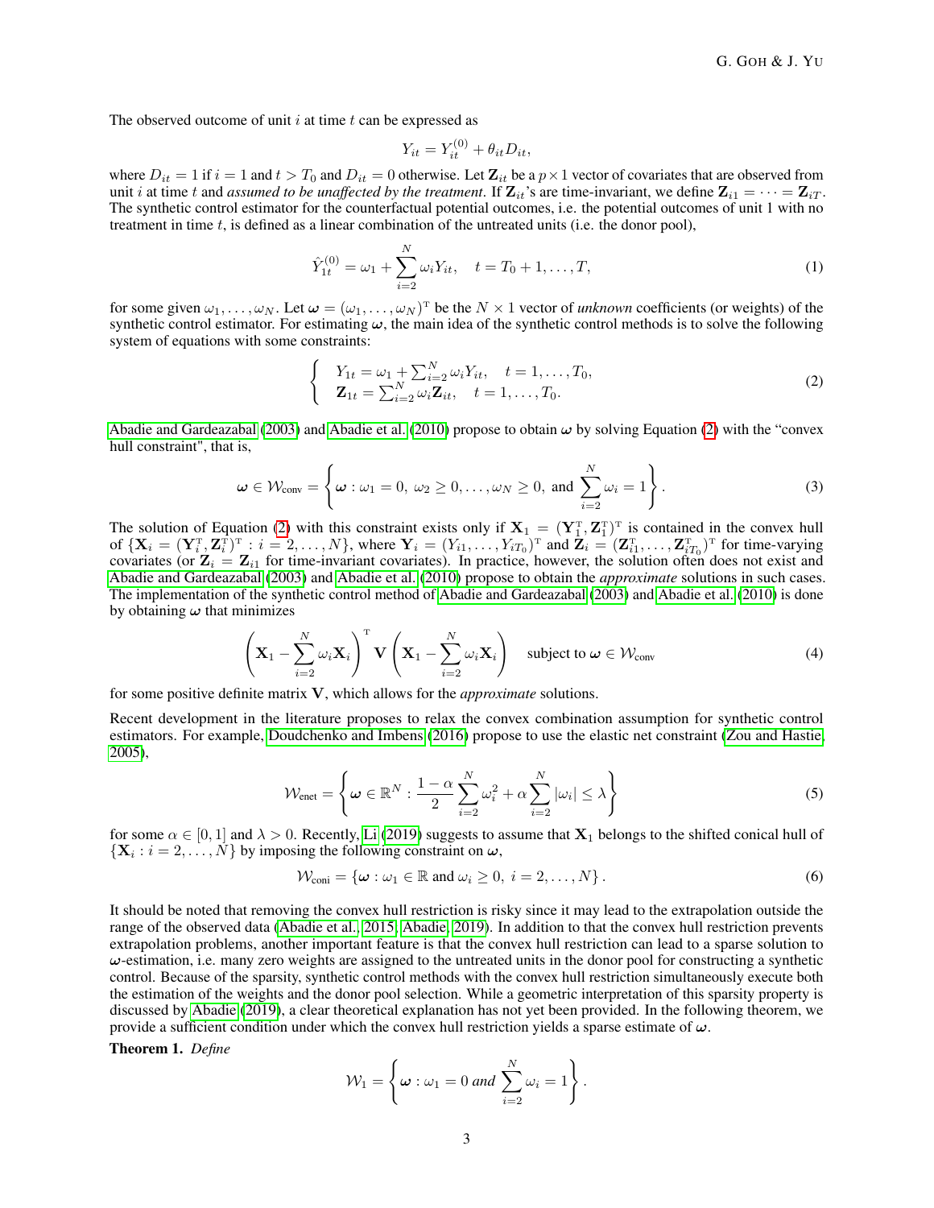The observed outcome of unit $i$ at time $t$ can be expressed as

$$Y_{it} = Y_{it}^{(0)} + \theta_{it} D_{it},$$

where $D_{it} = 1$ if $i = 1$ and $t > T_0$ and $D_{it} = 0$ otherwise. Let $\mathbf{Z}_{it}$ be a $p \times 1$ vector of covariates that are observed from unit $i$ at time $t$ and *assumed to be unaffected by the treatment*. If $\mathbf{Z}_{it}$'s are time-invariant, we define $\mathbf{Z}_{i1} = \cdots = \mathbf{Z}_{iT}$. The synthetic control estimator for the counterfactual potential outcomes, i.e. the potential outcomes of unit 1 with no treatment in time $t$, is defined as a linear combination of the untreated units (i.e. the donor pool),

$$\hat{Y}_{1t}^{(0)} = \omega_1 + \sum_{i=2}^{N} \omega_i Y_{it}, \quad t = T_0 + 1, \ldots, T, \tag{1}$$

for some given $\omega_1, \ldots, \omega_N$. Let $\boldsymbol{\omega} = (\omega_1, \ldots, \omega_N)^{\mathrm{T}}$ be the $N \times 1$ vector of *unknown* coefficients (or weights) of the synthetic control estimator. For estimating $\boldsymbol{\omega}$, the main idea of the synthetic control methods is to solve the following system of equations with some constraints:

$$\begin{cases} Y_{1t} = \omega_1 + \sum_{i=2}^{N} \omega_i Y_{it}, & t = 1, \ldots, T_0, \\ \mathbf{Z}_{1t} = \sum_{i=2}^{N} \omega_i \mathbf{Z}_{it}, & t = 1, \ldots, T_0. \end{cases} \tag{2}$$

Abadie and Gardeazabal (2003) and Abadie et al. (2010) propose to obtain $\boldsymbol{\omega}$ by solving Equation (2) with the "convex hull constraint", that is,

$$\boldsymbol{\omega} \in \mathcal{W}_{\text{conv}} = \left\{ \boldsymbol{\omega} : \omega_1 = 0,\ \omega_2 \geq 0, \ldots, \omega_N \geq 0, \text{ and } \sum_{i=2}^{N} \omega_i = 1 \right\}. \tag{3}$$

The solution of Equation (2) with this constraint exists only if $\mathbf{X}_1 = (\mathbf{Y}_1^{\mathrm{T}}, \mathbf{Z}_1^{\mathrm{T}})^{\mathrm{T}}$ is contained in the convex hull of $\{\mathbf{X}_i = (\mathbf{Y}_i^{\mathrm{T}}, \mathbf{Z}_i^{\mathrm{T}})^{\mathrm{T}} : i = 2, \ldots, N\}$, where $\mathbf{Y}_i = (Y_{i1}, \ldots, Y_{iT_0})^{\mathrm{T}}$ and $\mathbf{Z}_i = (\mathbf{Z}_{i1}^{\mathrm{T}}, \ldots, \mathbf{Z}_{iT_0}^{\mathrm{T}})^{\mathrm{T}}$ for time-varying covariates (or $\mathbf{Z}_i = \mathbf{Z}_{i1}$ for time-invariant covariates). In practice, however, the solution often does not exist and Abadie and Gardeazabal (2003) and Abadie et al. (2010) propose to obtain the *approximate* solutions in such cases. The implementation of the synthetic control method of Abadie and Gardeazabal (2003) and Abadie et al. (2010) is done by obtaining $\boldsymbol{\omega}$ that minimizes

$$\left( \mathbf{X}_1 - \sum_{i=2}^{N} \omega_i \mathbf{X}_i \right)^{\mathrm{T}} \mathbf{V} \left( \mathbf{X}_1 - \sum_{i=2}^{N} \omega_i \mathbf{X}_i \right) \quad \text{subject to } \boldsymbol{\omega} \in \mathcal{W}_{\text{conv}} \tag{4}$$

for some positive definite matrix $\mathbf{V}$, which allows for the *approximate* solutions.

Recent development in the literature proposes to relax the convex combination assumption for synthetic control estimators. For example, Doudchenko and Imbens (2016) propose to use the elastic net constraint (Zou and Hastie, 2005),

$$\mathcal{W}_{\text{enet}} = \left\{ \boldsymbol{\omega} \in \mathbb{R}^N : \frac{1-\alpha}{2} \sum_{i=2}^{N} \omega_i^2 + \alpha \sum_{i=2}^{N} |\omega_i| \leq \lambda \right\} \tag{5}$$

for some $\alpha \in [0, 1]$ and $\lambda > 0$. Recently, Li (2019) suggests to assume that $\mathbf{X}_1$ belongs to the shifted conical hull of $\{\mathbf{X}_i : i = 2, \ldots, N\}$ by imposing the following constraint on $\boldsymbol{\omega}$,

$$\mathcal{W}_{\text{coni}} = \left\{ \boldsymbol{\omega} : \omega_1 \in \mathbb{R} \text{ and } \omega_i \geq 0,\ i = 2, \ldots, N \right\}. \tag{6}$$

It should be noted that removing the convex hull restriction is risky since it may lead to the extrapolation outside the range of the observed data (Abadie et al., 2015; Abadie, 2019). In addition to that the convex hull restriction prevents extrapolation problems, another important feature is that the convex hull restriction can lead to a sparse solution to $\boldsymbol{\omega}$-estimation, i.e. many zero weights are assigned to the untreated units in the donor pool for constructing a synthetic control. Because of the sparsity, synthetic control methods with the convex hull restriction simultaneously execute both the estimation of the weights and the donor pool selection. While a geometric interpretation of this sparsity property is discussed by Abadie (2019), a clear theoretical explanation has not yet been provided. In the following theorem, we provide a sufficient condition under which the convex hull restriction yields a sparse estimate of $\boldsymbol{\omega}$.

**Theorem 1.** *Define*

$$\mathcal{W}_1 = \left\{ \boldsymbol{\omega} : \omega_1 = 0 \text{ and } \sum_{i=2}^{N} \omega_i = 1 \right\}.$$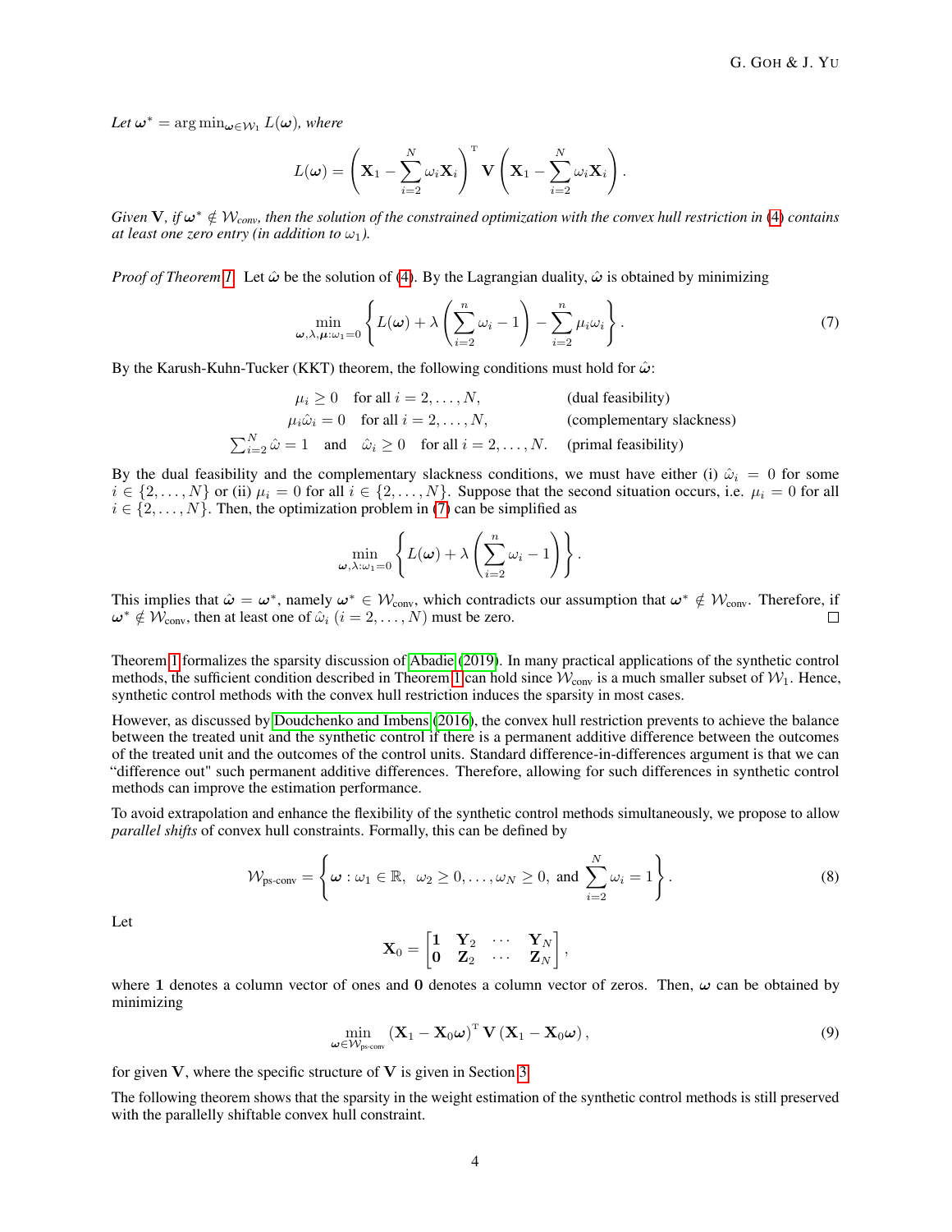*Let $\boldsymbol{\omega}^* = \arg\min_{\boldsymbol{\omega} \in \mathcal{W}_1} L(\boldsymbol{\omega})$, where*

$$L(\boldsymbol{\omega}) = \left(\mathbf{X}_1 - \sum_{i=2}^{N} \omega_i \mathbf{X}_i\right)^{\mathrm{T}} \mathbf{V} \left(\mathbf{X}_1 - \sum_{i=2}^{N} \omega_i \mathbf{X}_i\right).$$

*Given $\mathbf{V}$, if $\boldsymbol{\omega}^* \notin \mathcal{W}_{conv}$, then the solution of the constrained optimization with the convex hull restriction in (4) contains at least one zero entry (in addition to $\omega_1$).*

*Proof of Theorem 1.* Let $\hat{\boldsymbol{\omega}}$ be the solution of (4). By the Lagrangian duality, $\hat{\boldsymbol{\omega}}$ is obtained by minimizing

$$\min_{\boldsymbol{\omega}, \lambda, \boldsymbol{\mu} : \omega_1 = 0} \left\{ L(\boldsymbol{\omega}) + \lambda \left( \sum_{i=2}^{n} \omega_i - 1 \right) - \sum_{i=2}^{n} \mu_i \omega_i \right\}. \tag{7}$$

By the Karush-Kuhn-Tucker (KKT) theorem, the following conditions must hold for $\hat{\boldsymbol{\omega}}$:

$$\begin{aligned}
\mu_i \geq 0 \quad & \text{for all } i = 2, \dots, N, && \text{(dual feasibility)} \\
\mu_i \hat{\omega}_i = 0 \quad & \text{for all } i = 2, \dots, N, && \text{(complementary slackness)} \\
\textstyle\sum_{i=2}^{N} \hat{\omega} = 1 \quad \text{and} \quad \hat{\omega}_i \geq 0 \quad & \text{for all } i = 2, \dots, N. && \text{(primal feasibility)}
\end{aligned}$$

By the dual feasibility and the complementary slackness conditions, we must have either (i) $\hat{\omega}_i = 0$ for some $i \in \{2, \dots, N\}$ or (ii) $\mu_i = 0$ for all $i \in \{2, \dots, N\}$. Suppose that the second situation occurs, i.e. $\mu_i = 0$ for all $i \in \{2, \dots, N\}$. Then, the optimization problem in (7) can be simplified as

$$\min_{\boldsymbol{\omega}, \lambda : \omega_1 = 0} \left\{ L(\boldsymbol{\omega}) + \lambda \left( \sum_{i=2}^{n} \omega_i - 1 \right) \right\}.$$

This implies that $\hat{\boldsymbol{\omega}} = \boldsymbol{\omega}^*$, namely $\boldsymbol{\omega}^* \in \mathcal{W}_{\text{conv}}$, which contradicts our assumption that $\boldsymbol{\omega}^* \notin \mathcal{W}_{\text{conv}}$. Therefore, if $\boldsymbol{\omega}^* \notin \mathcal{W}_{\text{conv}}$, then at least one of $\hat{\omega}_i$ $(i = 2, \dots, N)$ must be zero. □

Theorem 1 formalizes the sparsity discussion of Abadie (2019). In many practical applications of the synthetic control methods, the sufficient condition described in Theorem 1 can hold since $\mathcal{W}_{\text{conv}}$ is a much smaller subset of $\mathcal{W}_1$. Hence, synthetic control methods with the convex hull restriction induces the sparsity in most cases.

However, as discussed by Doudchenko and Imbens (2016), the convex hull restriction prevents to achieve the balance between the treated unit and the synthetic control if there is a permanent additive difference between the outcomes of the treated unit and the outcomes of the control units. Standard difference-in-differences argument is that we can "difference out" such permanent additive differences. Therefore, allowing for such differences in synthetic control methods can improve the estimation performance.

To avoid extrapolation and enhance the flexibility of the synthetic control methods simultaneously, we propose to allow *parallel shifts* of convex hull constraints. Formally, this can be defined by

$$\mathcal{W}_{\text{ps-conv}} = \left\{ \boldsymbol{\omega} : \omega_1 \in \mathbb{R},\ \omega_2 \geq 0, \dots, \omega_N \geq 0, \text{ and } \sum_{i=2}^{N} \omega_i = 1 \right\}. \tag{8}$$

Let

$$\mathbf{X}_0 = \begin{bmatrix} \mathbf{1} & \mathbf{Y}_2 & \cdots & \mathbf{Y}_N \\ \mathbf{0} & \mathbf{Z}_2 & \cdots & \mathbf{Z}_N \end{bmatrix},$$

where $\mathbf{1}$ denotes a column vector of ones and $\mathbf{0}$ denotes a column vector of zeros. Then, $\boldsymbol{\omega}$ can be obtained by minimizing

$$\min_{\boldsymbol{\omega} \in \mathcal{W}_{\text{ps-conv}}} \left(\mathbf{X}_1 - \mathbf{X}_0 \boldsymbol{\omega}\right)^{\mathrm{T}} \mathbf{V} \left(\mathbf{X}_1 - \mathbf{X}_0 \boldsymbol{\omega}\right), \tag{9}$$

for given $\mathbf{V}$, where the specific structure of $\mathbf{V}$ is given in Section 3.

The following theorem shows that the sparsity in the weight estimation of the synthetic control methods is still preserved with the parallelly shiftable convex hull constraint.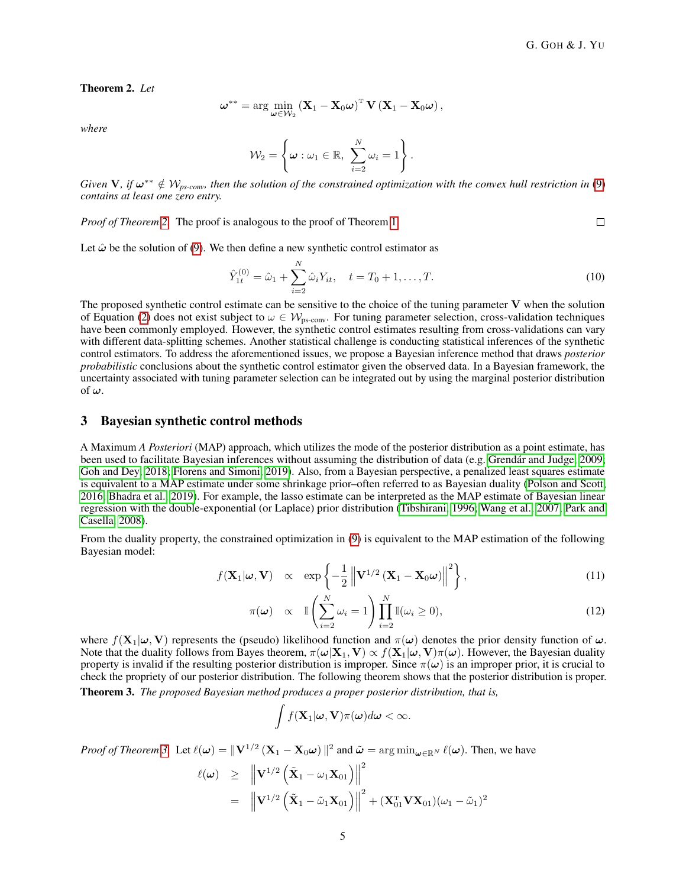**Theorem 2.** *Let*

$$\boldsymbol{\omega}^{**} = \arg\min_{\boldsymbol{\omega}\in\mathcal{W}_2} \left(\mathbf{X}_1 - \mathbf{X}_0\boldsymbol{\omega}\right)^{\mathrm{T}} \mathbf{V} \left(\mathbf{X}_1 - \mathbf{X}_0\boldsymbol{\omega}\right),$$

*where*

$$\mathcal{W}_2 = \left\{ \boldsymbol{\omega} : \omega_1 \in \mathbb{R},\ \sum_{i=2}^{N} \omega_i = 1 \right\}.$$

*Given* $\mathbf{V}$*, if* $\boldsymbol{\omega}^{**} \notin \mathcal{W}_{ps\text{-}conv}$*, then the solution of the constrained optimization with the convex hull restriction in (9) contains at least one zero entry.*

*Proof of Theorem 2.* The proof is analogous to the proof of Theorem 1. □

Let $\hat{\boldsymbol{\omega}}$ be the solution of (9). We then define a new synthetic control estimator as

$$\hat{Y}_{1t}^{(0)} = \hat{\omega}_1 + \sum_{i=2}^{N} \hat{\omega}_i Y_{it}, \quad t = T_0 + 1, \ldots, T. \tag{10}$$

The proposed synthetic control estimate can be sensitive to the choice of the tuning parameter $\mathbf{V}$ when the solution of Equation (2) does not exist subject to $\omega \in \mathcal{W}_{\text{ps-conv}}$. For tuning parameter selection, cross-validation techniques have been commonly employed. However, the synthetic control estimates resulting from cross-validations can vary with different data-splitting schemes. Another statistical challenge is conducting statistical inferences of the synthetic control estimators. To address the aforementioned issues, we propose a Bayesian inference method that draws *posterior probabilistic* conclusions about the synthetic control estimator given the observed data. In a Bayesian framework, the uncertainty associated with tuning parameter selection can be integrated out by using the marginal posterior distribution of $\boldsymbol{\omega}$.

## 3 Bayesian synthetic control methods

A Maximum *A Posteriori* (MAP) approach, which utilizes the mode of the posterior distribution as a point estimate, has been used to facilitate Bayesian inferences without assuming the distribution of data (e.g. Grendár and Judge, 2009; Goh and Dey, 2018; Florens and Simoni, 2019). Also, from a Bayesian perspective, a penalized least squares estimate is equivalent to a MAP estimate under some shrinkage prior–often referred to as Bayesian duality (Polson and Scott, 2016; Bhadra et al., 2019). For example, the lasso estimate can be interpreted as the MAP estimate of Bayesian linear regression with the double-exponential (or Laplace) prior distribution (Tibshirani, 1996; Wang et al., 2007; Park and Casella, 2008).

From the duality property, the constrained optimization in (9) is equivalent to the MAP estimation of the following Bayesian model:

$$f(\mathbf{X}_1|\boldsymbol{\omega}, \mathbf{V}) \propto \exp\left\{-\frac{1}{2}\left\|\mathbf{V}^{1/2}\left(\mathbf{X}_1 - \mathbf{X}_0\boldsymbol{\omega}\right)\right\|^2\right\}, \tag{11}$$

$$\pi(\boldsymbol{\omega}) \propto \mathbb{I}\left(\sum_{i=2}^{N}\omega_i = 1\right)\prod_{i=2}^{N}\mathbb{I}(\omega_i \geq 0), \tag{12}$$

where $f(\mathbf{X}_1|\boldsymbol{\omega}, \mathbf{V})$ represents the (pseudo) likelihood function and $\pi(\boldsymbol{\omega})$ denotes the prior density function of $\boldsymbol{\omega}$. Note that the duality follows from Bayes theorem, $\pi(\boldsymbol{\omega}|\mathbf{X}_1, \mathbf{V}) \propto f(\mathbf{X}_1|\boldsymbol{\omega}, \mathbf{V})\pi(\boldsymbol{\omega})$. However, the Bayesian duality property is invalid if the resulting posterior distribution is improper. Since $\pi(\boldsymbol{\omega})$ is an improper prior, it is crucial to check the propriety of our posterior distribution. The following theorem shows that the posterior distribution is proper.

**Theorem 3.** *The proposed Bayesian method produces a proper posterior distribution, that is,*

$$\int f(\mathbf{X}_1|\boldsymbol{\omega}, \mathbf{V})\pi(\boldsymbol{\omega})d\boldsymbol{\omega} < \infty.$$

*Proof of Theorem 3.* Let $\ell(\boldsymbol{\omega}) = \|\mathbf{V}^{1/2}\left(\mathbf{X}_1 - \mathbf{X}_0\boldsymbol{\omega}\right)\|^2$ and $\tilde{\boldsymbol{\omega}} = \arg\min_{\boldsymbol{\omega}\in\mathbb{R}^N} \ell(\boldsymbol{\omega})$. Then, we have

$$\begin{aligned}
\ell(\boldsymbol{\omega}) &\geq \left\|\mathbf{V}^{1/2}\left(\tilde{\mathbf{X}}_1 - \omega_1\mathbf{X}_{01}\right)\right\|^2 \\
&= \left\|\mathbf{V}^{1/2}\left(\tilde{\mathbf{X}}_1 - \tilde{\omega}_1\mathbf{X}_{01}\right)\right\|^2 + (\mathbf{X}_{01}^{\mathrm{T}}\mathbf{V}\mathbf{X}_{01})(\omega_1 - \tilde{\omega}_1)^2
\end{aligned}$$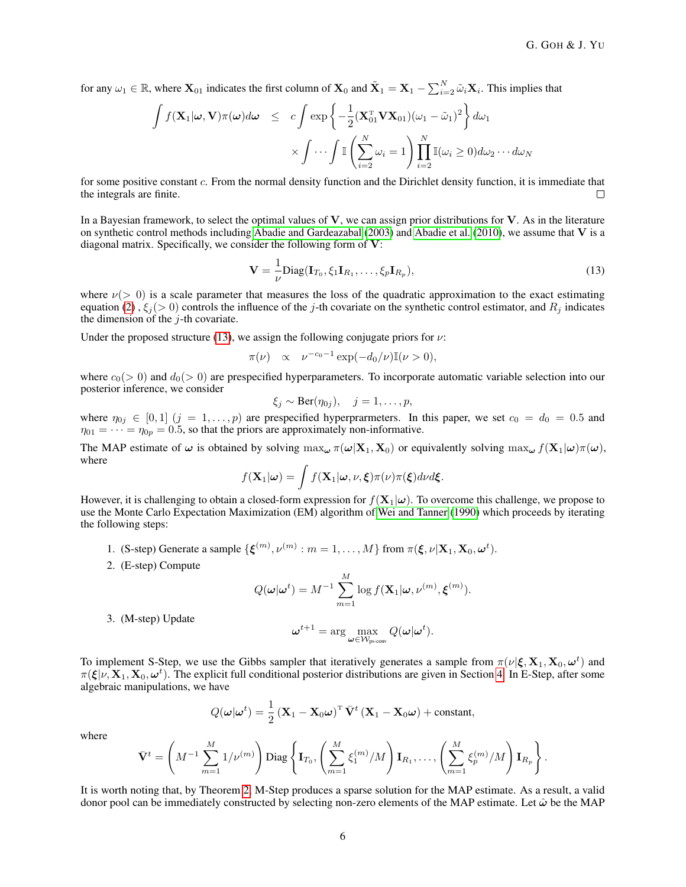for any $\omega_1 \in \mathbb{R}$, where $\mathbf{X}_{01}$ indicates the first column of $\mathbf{X}_0$ and $\tilde{\mathbf{X}}_1 = \mathbf{X}_1 - \sum_{i=2}^N \tilde{\omega}_i \mathbf{X}_i$. This implies that

$$
\begin{aligned}
\int f(\mathbf{X}_1|\boldsymbol{\omega}, \mathbf{V})\pi(\boldsymbol{\omega})d\boldsymbol{\omega} \quad &\leq \quad c\int \exp\left\{-\frac{1}{2}(\mathbf{X}_{01}^{\mathrm{T}}\mathbf{V}\mathbf{X}_{01})(\omega_1 - \tilde{\omega}_1)^2\right\}d\omega_1 \\
&\times \int \cdots \int \mathbb{I}\left(\sum_{i=2}^N \omega_i = 1\right)\prod_{i=2}^N \mathbb{I}(\omega_i \geq 0)d\omega_2 \cdots d\omega_N
\end{aligned}
$$

for some positive constant $c$. From the normal density function and the Dirichlet density function, it is immediate that the integrals are finite. □

In a Bayesian framework, to select the optimal values of $\mathbf{V}$, we can assign prior distributions for $\mathbf{V}$. As in the literature on synthetic control methods including Abadie and Gardeazabal (2003) and Abadie et al. (2010), we assume that $\mathbf{V}$ is a diagonal matrix. Specifically, we consider the following form of $\mathbf{V}$:

$$
\mathbf{V} = \frac{1}{\nu}\mathrm{Diag}(\mathbf{I}_{T_0}, \xi_1\mathbf{I}_{R_1}, \ldots, \xi_p\mathbf{I}_{R_p}), \tag{13}
$$

where $\nu(>0)$ is a scale parameter that measures the loss of the quadratic approximation to the exact estimating equation (2) , $\xi_j(>0)$ controls the influence of the $j$-th covariate on the synthetic control estimator, and $R_j$ indicates the dimension of the $j$-th covariate.

Under the proposed structure (13), we assign the following conjugate priors for $\nu$:

$$
\pi(\nu) \quad \propto \quad \nu^{-c_0-1}\exp(-d_0/\nu)\mathbb{I}(\nu > 0),
$$

where $c_0(>0)$ and $d_0(>0)$ are prespecified hyperparameters. To incorporate automatic variable selection into our posterior inference, we consider

$$
\xi_j \sim \mathrm{Ber}(\eta_{0j}), \quad j = 1, \ldots, p,
$$

where $\eta_{0j} \in [0,1]$ $(j = 1, \ldots, p)$ are prespecified hyperprarmeters. In this paper, we set $c_0 = d_0 = 0.5$ and $\eta_{01} = \cdots = \eta_{0p} = 0.5$, so that the priors are approximately non-informative.

The MAP estimate of $\boldsymbol{\omega}$ is obtained by solving $\max_{\boldsymbol{\omega}} \pi(\boldsymbol{\omega}|\mathbf{X}_1, \mathbf{X}_0)$ or equivalently solving $\max_{\boldsymbol{\omega}} f(\mathbf{X}_1|\boldsymbol{\omega})\pi(\boldsymbol{\omega})$, where

$$
f(\mathbf{X}_1|\boldsymbol{\omega}) = \int f(\mathbf{X}_1|\boldsymbol{\omega}, \nu, \boldsymbol{\xi})\pi(\nu)\pi(\boldsymbol{\xi})d\nu d\boldsymbol{\xi}.
$$

However, it is challenging to obtain a closed-form expression for $f(\mathbf{X}_1|\boldsymbol{\omega})$. To overcome this challenge, we propose to use the Monte Carlo Expectation Maximization (EM) algorithm of Wei and Tanner (1990) which proceeds by iterating the following steps:

1. (S-step) Generate a sample $\{\boldsymbol{\xi}^{(m)}, \nu^{(m)} : m = 1, \ldots, M\}$ from $\pi(\boldsymbol{\xi}, \nu|\mathbf{X}_1, \mathbf{X}_0, \boldsymbol{\omega}^t)$.
2. (E-step) Compute
$$
Q(\boldsymbol{\omega}|\boldsymbol{\omega}^t) = M^{-1}\sum_{m=1}^M \log f(\mathbf{X}_1|\boldsymbol{\omega}, \nu^{(m)}, \boldsymbol{\xi}^{(m)}).
$$
3. (M-step) Update
$$
\boldsymbol{\omega}^{t+1} = \arg\max_{\boldsymbol{\omega}\in\mathcal{W}_{\text{ps-conv}}} Q(\boldsymbol{\omega}|\boldsymbol{\omega}^t).
$$

To implement S-Step, we use the Gibbs sampler that iteratively generates a sample from $\pi(\nu|\boldsymbol{\xi}, \mathbf{X}_1, \mathbf{X}_0, \boldsymbol{\omega}^t)$ and $\pi(\boldsymbol{\xi}|\nu, \mathbf{X}_1, \mathbf{X}_0, \boldsymbol{\omega}^t)$. The explicit full conditional posterior distributions are given in Section 4. In E-step, after some algebraic manipulations, we have

$$
Q(\boldsymbol{\omega}|\boldsymbol{\omega}^t) = \frac{1}{2}\left(\mathbf{X}_1 - \mathbf{X}_0\boldsymbol{\omega}\right)^{\mathrm{T}}\bar{\mathbf{V}}^t\left(\mathbf{X}_1 - \mathbf{X}_0\boldsymbol{\omega}\right) + \text{constant},
$$

where

$$
\bar{\mathbf{V}}^t = \left(M^{-1}\sum_{m=1}^M 1/\nu^{(m)}\right)\mathrm{Diag}\left\{\mathbf{I}_{T_0}, \left(\sum_{m=1}^M \xi_1^{(m)}/M\right)\mathbf{I}_{R_1}, \ldots, \left(\sum_{m=1}^M \xi_p^{(m)}/M\right)\mathbf{I}_{R_p}\right\}.
$$

It is worth noting that, by Theorem 2, M-Step produces a sparse solution for the MAP estimate. As a result, a valid donor pool can be immediately constructed by selecting non-zero elements of the MAP estimate. Let $\hat{\boldsymbol{\omega}}$ be the MAP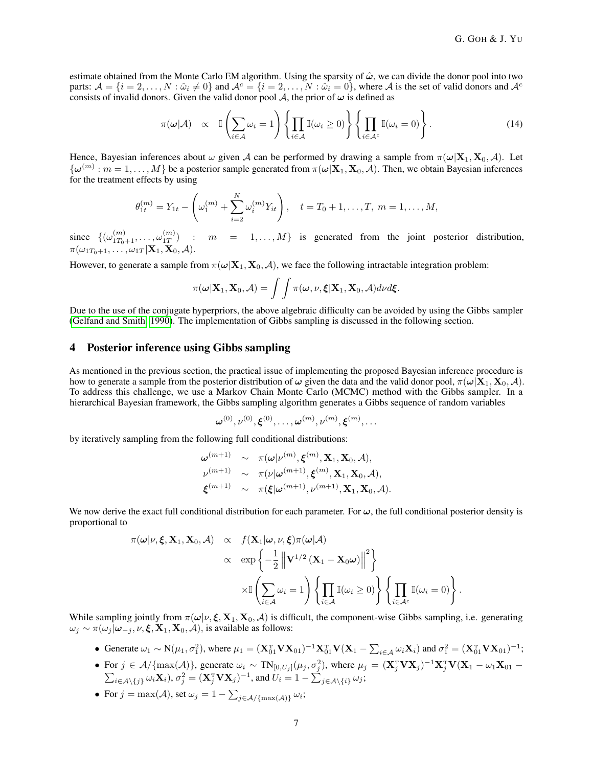estimate obtained from the Monte Carlo EM algorithm. Using the sparsity of $\hat{\omega}$, we can divide the donor pool into two parts: $\mathcal{A} = \{i = 2, \ldots, N : \hat{\omega}_i \neq 0\}$ and $\mathcal{A}^c = \{i = 2, \ldots, N : \hat{\omega}_i = 0\}$, where $\mathcal{A}$ is the set of valid donors and $\mathcal{A}^c$ consists of invalid donors. Given the valid donor pool $\mathcal{A}$, the prior of $\boldsymbol{\omega}$ is defined as

$$\pi(\boldsymbol{\omega}|\mathcal{A}) \quad \propto \quad \mathbb{I}\left(\sum_{i \in \mathcal{A}} \omega_i = 1\right) \left\{\prod_{i \in \mathcal{A}} \mathbb{I}(\omega_i \geq 0)\right\} \left\{\prod_{i \in \mathcal{A}^c} \mathbb{I}(\omega_i = 0)\right\}. \tag{14}$$

Hence, Bayesian inferences about $\omega$ given $\mathcal{A}$ can be performed by drawing a sample from $\pi(\boldsymbol{\omega}|\mathbf{X}_1, \mathbf{X}_0, \mathcal{A})$. Let $\{\boldsymbol{\omega}^{(m)} : m = 1, \ldots, M\}$ be a posterior sample generated from $\pi(\boldsymbol{\omega}|\mathbf{X}_1, \mathbf{X}_0, \mathcal{A})$. Then, we obtain Bayesian inferences for the treatment effects by using

$$\theta_{1t}^{(m)} = Y_{1t} - \left(\omega_1^{(m)} + \sum_{i=2}^{N} \omega_i^{(m)} Y_{it}\right), \quad t = T_0 + 1, \ldots, T, \ m = 1, \ldots, M,$$

since $\{(\omega_{1T_0+1}^{(m)}, \ldots, \omega_{1T}^{(m)}) : m = 1, \ldots, M\}$ is generated from the joint posterior distribution, $\pi(\omega_{1T_0+1}, \ldots, \omega_{1T}|\mathbf{X}_1, \mathbf{X}_0, \mathcal{A})$.

However, to generate a sample from $\pi(\boldsymbol{\omega}|\mathbf{X}_1, \mathbf{X}_0, \mathcal{A})$, we face the following intractable integration problem:

$$\pi(\boldsymbol{\omega}|\mathbf{X}_1, \mathbf{X}_0, \mathcal{A}) = \int \int \pi(\boldsymbol{\omega}, \nu, \boldsymbol{\xi}|\mathbf{X}_1, \mathbf{X}_0, \mathcal{A}) d\nu d\boldsymbol{\xi}.$$

Due to the use of the conjugate hyperpriors, the above algebraic difficulty can be avoided by using the Gibbs sampler (Gelfand and Smith, 1990). The implementation of Gibbs sampling is discussed in the following section.

## 4 Posterior inference using Gibbs sampling

As mentioned in the previous section, the practical issue of implementing the proposed Bayesian inference procedure is how to generate a sample from the posterior distribution of $\boldsymbol{\omega}$ given the data and the valid donor pool, $\pi(\boldsymbol{\omega}|\mathbf{X}_1, \mathbf{X}_0, \mathcal{A})$. To address this challenge, we use a Markov Chain Monte Carlo (MCMC) method with the Gibbs sampler. In a hierarchical Bayesian framework, the Gibbs sampling algorithm generates a Gibbs sequence of random variables

$$\boldsymbol{\omega}^{(0)}, \nu^{(0)}, \boldsymbol{\xi}^{(0)}, \ldots, \boldsymbol{\omega}^{(m)}, \nu^{(m)}, \boldsymbol{\xi}^{(m)}, \ldots$$

by iteratively sampling from the following full conditional distributions:

$$\begin{aligned}
\boldsymbol{\omega}^{(m+1)} &\sim \pi(\boldsymbol{\omega}|\nu^{(m)}, \boldsymbol{\xi}^{(m)}, \mathbf{X}_1, \mathbf{X}_0, \mathcal{A}), \\
\nu^{(m+1)} &\sim \pi(\nu|\boldsymbol{\omega}^{(m+1)}, \boldsymbol{\xi}^{(m)}, \mathbf{X}_1, \mathbf{X}_0, \mathcal{A}), \\
\boldsymbol{\xi}^{(m+1)} &\sim \pi(\boldsymbol{\xi}|\boldsymbol{\omega}^{(m+1)}, \nu^{(m+1)}, \mathbf{X}_1, \mathbf{X}_0, \mathcal{A}).
\end{aligned}$$

We now derive the exact full conditional distribution for each parameter. For $\boldsymbol{\omega}$, the full conditional posterior density is proportional to

$$\begin{aligned}
\pi(\boldsymbol{\omega}|\nu, \boldsymbol{\xi}, \mathbf{X}_1, \mathbf{X}_0, \mathcal{A}) &\propto f(\mathbf{X}_1|\boldsymbol{\omega}, \nu, \boldsymbol{\xi})\pi(\boldsymbol{\omega}|\mathcal{A}) \\
&\propto \exp\left\{-\frac{1}{2}\left\|\mathbf{V}^{1/2}\left(\mathbf{X}_1 - \mathbf{X}_0\boldsymbol{\omega}\right)\right\|^2\right\} \\
&\quad \times \mathbb{I}\left(\sum_{i \in \mathcal{A}} \omega_i = 1\right) \left\{\prod_{i \in \mathcal{A}} \mathbb{I}(\omega_i \geq 0)\right\} \left\{\prod_{i \in \mathcal{A}^c} \mathbb{I}(\omega_i = 0)\right\}.
\end{aligned}$$

While sampling jointly from $\pi(\boldsymbol{\omega}|\nu, \boldsymbol{\xi}, \mathbf{X}_1, \mathbf{X}_0, \mathcal{A})$ is difficult, the component-wise Gibbs sampling, i.e. generating $\omega_j \sim \pi(\omega_j|\boldsymbol{\omega}_{-j}, \nu, \boldsymbol{\xi}, \mathbf{X}_1, \mathbf{X}_0, \mathcal{A})$, is available as follows:

- Generate $\omega_1 \sim \mathrm{N}(\mu_1, \sigma_1^2)$, where $\mu_1 = (\mathbf{X}_{01}^{\mathrm{T}}\mathbf{V}\mathbf{X}_{01})^{-1}\mathbf{X}_{01}^{\mathrm{T}}\mathbf{V}(\mathbf{X}_1 - \sum_{i \in \mathcal{A}} \omega_i \mathbf{X}_i)$ and $\sigma_1^2 = (\mathbf{X}_{01}^{\mathrm{T}}\mathbf{V}\mathbf{X}_{01})^{-1}$;
- For $j \in \mathcal{A}/\{\max(\mathcal{A})\}$, generate $\omega_i \sim \mathrm{TN}_{[0,U_j]}(\mu_j, \sigma_j^2)$, where $\mu_j = (\mathbf{X}_j^{\mathrm{T}}\mathbf{V}\mathbf{X}_j)^{-1}\mathbf{X}_j^{\mathrm{T}}\mathbf{V}(\mathbf{X}_1 - \omega_1\mathbf{X}_{01} - \sum_{i \in \mathcal{A}\backslash\{j\}} \omega_i \mathbf{X}_i)$, $\sigma_j^2 = (\mathbf{X}_j^{\mathrm{T}}\mathbf{V}\mathbf{X}_j)^{-1}$, and $U_i = 1 - \sum_{j \in \mathcal{A}\backslash\{i\}} \omega_j$;
- For $j = \max(\mathcal{A})$, set $\omega_j = 1 - \sum_{j \in \mathcal{A}/\{\max(\mathcal{A})\}} \omega_i$;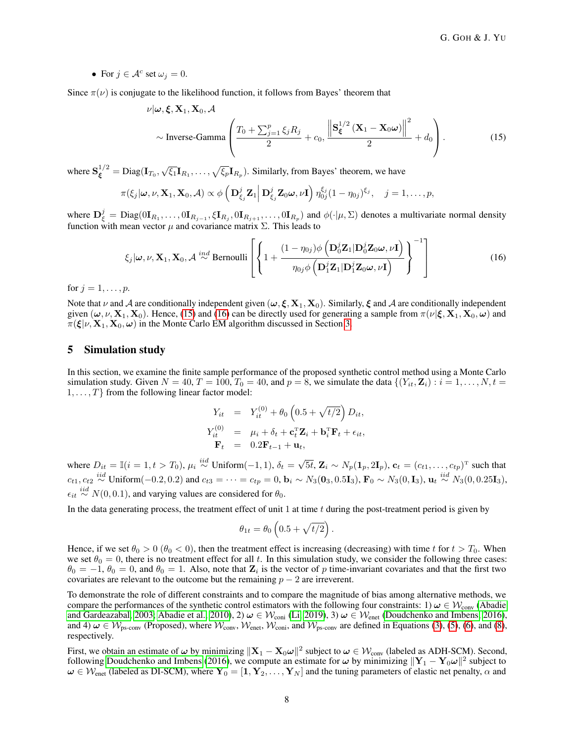- For $j \in \mathcal{A}^c$ set $\omega_j = 0$.

Since $\pi(\nu)$ is conjugate to the likelihood function, it follows from Bayes' theorem that

$$
\nu | \boldsymbol{\omega}, \boldsymbol{\xi}, \mathbf{X}_1, \mathbf{X}_0, \mathcal{A} \sim \text{Inverse-Gamma}\left( \frac{T_0 + \sum_{j=1}^{p} \xi_j R_j}{2} + c_0, \frac{\left\| \mathbf{S}_{\boldsymbol{\xi}}^{1/2} (\mathbf{X}_1 - \mathbf{X}_0 \boldsymbol{\omega}) \right\|^2}{2} + d_0 \right). \tag{15}
$$

where $\mathbf{S}_{\boldsymbol{\xi}}^{1/2} = \text{Diag}(\mathbf{I}_{T_0}, \sqrt{\xi_1}\mathbf{I}_{R_1}, \ldots, \sqrt{\xi_p}\mathbf{I}_{R_p})$. Similarly, from Bayes' theorem, we have

$$
\pi(\xi_j | \boldsymbol{\omega}, \nu, \mathbf{X}_1, \mathbf{X}_0, \mathcal{A}) \propto \phi\left( \mathbf{D}_{\xi_j}^j \mathbf{Z}_1 \middle| \mathbf{D}_{\xi_j}^j \mathbf{Z}_0 \boldsymbol{\omega}, \nu \mathbf{I} \right) \eta_{0j}^{\xi_j} (1 - \eta_{0j})^{\xi_j}, \quad j = 1, \ldots, p,
$$

where $\mathbf{D}_{\xi}^j = \text{Diag}(0\mathbf{I}_{R_1}, \ldots, 0\mathbf{I}_{R_{j-1}}, \xi \mathbf{I}_{R_j}, 0\mathbf{I}_{R_{j+1}}, \ldots, 0\mathbf{I}_{R_p})$ and $\phi(\cdot|\mu, \Sigma)$ denotes a multivariate normal density function with mean vector $\mu$ and covariance matrix $\Sigma$. This leads to

$$
\xi_j | \boldsymbol{\omega}, \nu, \mathbf{X}_1, \mathbf{X}_0, \mathcal{A} \overset{ind}{\sim} \text{Bernoulli}\left[ \left\{ 1 + \frac{(1 - \eta_{0j}) \phi\left( \mathbf{D}_0^j \mathbf{Z}_1 | \mathbf{D}_0^j \mathbf{Z}_0 \boldsymbol{\omega}, \nu \mathbf{I} \right)}{\eta_{0j} \phi\left( \mathbf{D}_1^j \mathbf{Z}_1 | \mathbf{D}_1^j \mathbf{Z}_0 \boldsymbol{\omega}, \nu \mathbf{I} \right)} \right\}^{-1} \right] \tag{16}
$$

for $j = 1, \ldots, p$.

Note that $\nu$ and $\mathcal{A}$ are conditionally independent given $(\boldsymbol{\omega}, \boldsymbol{\xi}, \mathbf{X}_1, \mathbf{X}_0)$. Similarly, $\boldsymbol{\xi}$ and $\mathcal{A}$ are conditionally independent given $(\boldsymbol{\omega}, \nu, \mathbf{X}_1, \mathbf{X}_0)$. Hence, (15) and (16) can be directly used for generating a sample from $\pi(\nu | \boldsymbol{\xi}, \mathbf{X}_1, \mathbf{X}_0, \boldsymbol{\omega})$ and $\pi(\boldsymbol{\xi} | \nu, \mathbf{X}_1, \mathbf{X}_0, \boldsymbol{\omega})$ in the Monte Carlo EM algorithm discussed in Section 3.

# 5 Simulation study

In this section, we examine the finite sample performance of the proposed synthetic control method using a Monte Carlo simulation study. Given $N = 40$, $T = 100$, $T_0 = 40$, and $p = 8$, we simulate the data $\{(Y_{it}, \mathbf{Z}_i) : i = 1, \ldots, N, t = 1, \ldots, T\}$ from the following linear factor model:

$$
\begin{aligned}
Y_{it} &= Y_{it}^{(0)} + \theta_0 \left( 0.5 + \sqrt{t/2} \right) D_{it}, \\
Y_{it}^{(0)} &= \mu_i + \delta_t + \mathbf{c}_t^{\mathrm{T}} \mathbf{Z}_i + \mathbf{b}_i^{\mathrm{T}} \mathbf{F}_t + \epsilon_{it}, \\
\mathbf{F}_t &= 0.2 \mathbf{F}_{t-1} + \mathbf{u}_t,
\end{aligned}
$$

where $D_{it} = \mathbb{I}(i = 1, t > T_0)$, $\mu_i \overset{iid}{\sim} \text{Uniform}(-1, 1)$, $\delta_t = \sqrt{5t}$, $\mathbf{Z}_i \sim N_p(\mathbf{1}_p, 2\mathbf{I}_p)$, $\mathbf{c}_t = (c_{t1}, \ldots, c_{tp})^{\mathrm{T}}$ such that $c_{t1}, c_{t2} \overset{iid}{\sim} \text{Uniform}(-0.2, 0.2)$ and $c_{t3} = \cdots = c_{tp} = 0$, $\mathbf{b}_i \sim N_3(\mathbf{0}_3, 0.5\mathbf{I}_3)$, $\mathbf{F}_0 \sim N_3(0, \mathbf{I}_3)$, $\mathbf{u}_t \overset{iid}{\sim} N_3(0, 0.25\mathbf{I}_3)$, $\epsilon_{it} \overset{iid}{\sim} N(0, 0.1)$, and varying values are considered for $\theta_0$.

In the data generating process, the treatment effect of unit 1 at time $t$ during the post-treatment period is given by

$$
\theta_{1t} = \theta_0 \left( 0.5 + \sqrt{t/2} \right).
$$

Hence, if we set $\theta_0 > 0$ ($\theta_0 < 0$), then the treatment effect is increasing (decreasing) with time $t$ for $t > T_0$. When we set $\theta_0 = 0$, there is no treatment effect for all $t$. In this simulation study, we consider the following three cases: $\theta_0 = -1$, $\theta_0 = 0$, and $\theta_0 = 1$. Also, note that $\mathbf{Z}_i$ is the vector of $p$ time-invariant covariates and that the first two covariates are relevant to the outcome but the remaining $p - 2$ are irreverent.

To demonstrate the role of different constraints and to compare the magnitude of bias among alternative methods, we compare the performances of the synthetic control estimators with the following four constraints: 1) $\boldsymbol{\omega} \in \mathcal{W}_{\text{conv}}$ (Abadie and Gardeazabal, 2003; Abadie et al., 2010), 2) $\boldsymbol{\omega} \in \mathcal{W}_{\text{coni}}$ (Li, 2019), 3) $\boldsymbol{\omega} \in \mathcal{W}_{\text{enet}}$ (Doudchenko and Imbens, 2016), and 4) $\boldsymbol{\omega} \in \mathcal{W}_{\text{ps-conv}}$ (Proposed), where $\mathcal{W}_{\text{conv}}$, $\mathcal{W}_{\text{enet}}$, $\mathcal{W}_{\text{coni}}$, and $\mathcal{W}_{\text{ps-conv}}$ are defined in Equations (3), (5), (6), and (8), respectively.

First, we obtain an estimate of $\boldsymbol{\omega}$ by minimizing $\|\mathbf{X}_1 - \mathbf{X}_0 \boldsymbol{\omega}\|^2$ subject to $\boldsymbol{\omega} \in \mathcal{W}_{\text{conv}}$ (labeled as ADH-SCM). Second, following Doudchenko and Imbens (2016), we compute an estimate for $\boldsymbol{\omega}$ by minimizing $\|\mathbf{Y}_1 - \mathbf{Y}_0 \boldsymbol{\omega}\|^2$ subject to $\boldsymbol{\omega} \in \mathcal{W}_{\text{enet}}$ (labeled as DI-SCM), where $\mathbf{Y}_0 = [\mathbf{1}, \mathbf{Y}_2, \ldots, \mathbf{Y}_N]$ and the tuning parameters of elastic net penalty, $\alpha$ and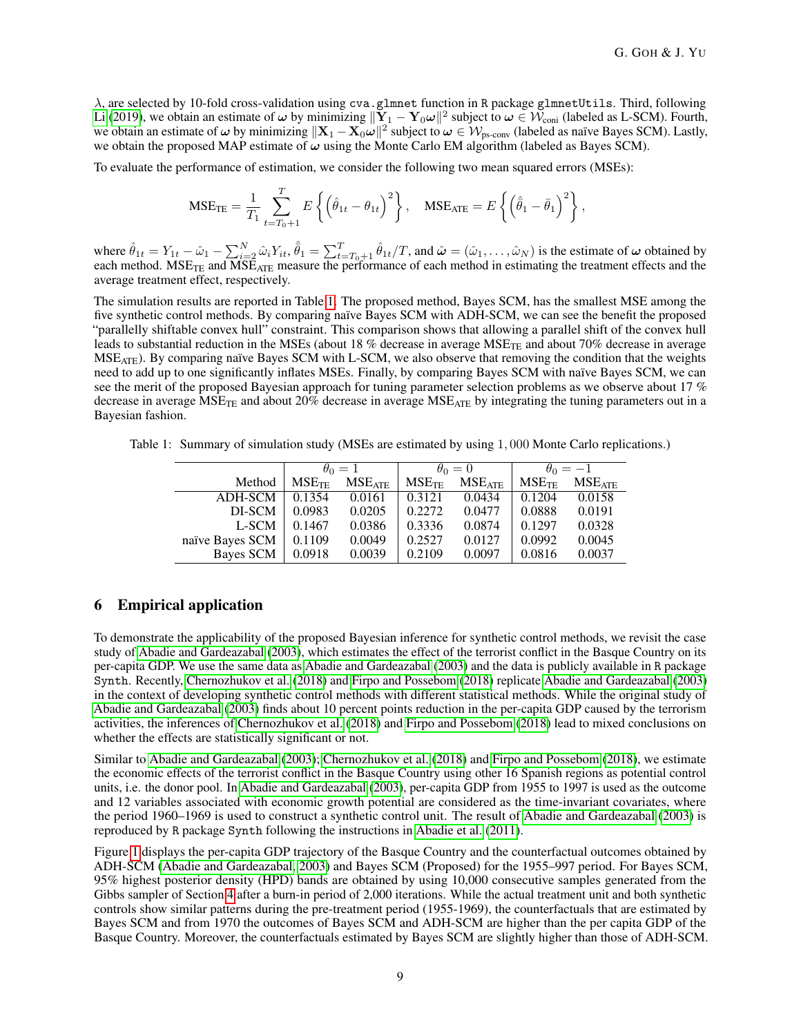$\lambda$, are selected by 10-fold cross-validation using `cva.glmnet` function in R package `glmnetUtils`. Third, following Li (2019), we obtain an estimate of $\boldsymbol{\omega}$ by minimizing $\|\mathbf{Y}_1 - \mathbf{Y}_0\boldsymbol{\omega}\|^2$ subject to $\boldsymbol{\omega} \in \mathcal{W}_{\text{coni}}$ (labeled as L-SCM). Fourth, we obtain an estimate of $\boldsymbol{\omega}$ by minimizing $\|\mathbf{X}_1 - \mathbf{X}_0\boldsymbol{\omega}\|^2$ subject to $\boldsymbol{\omega} \in \mathcal{W}_{\text{ps-conv}}$ (labeled as naïve Bayes SCM). Lastly, we obtain the proposed MAP estimate of $\boldsymbol{\omega}$ using the Monte Carlo EM algorithm (labeled as Bayes SCM).

To evaluate the performance of estimation, we consider the following two mean squared errors (MSEs):

$$\text{MSE}_{\text{TE}} = \frac{1}{T_1} \sum_{t=T_0+1}^{T} E\left\{ \left(\hat{\theta}_{1t} - \theta_{1t}\right)^2 \right\}, \quad \text{MSE}_{\text{ATE}} = E\left\{ \left(\hat{\bar{\theta}}_1 - \bar{\theta}_1\right)^2 \right\},$$

where $\hat{\theta}_{1t} = Y_{1t} - \hat{\omega}_1 - \sum_{i=2}^{N} \hat{\omega}_i Y_{it}$, $\hat{\bar{\theta}}_1 = \sum_{t=T_0+1}^{T} \hat{\theta}_{1t}/T$, and $\hat{\boldsymbol{\omega}} = (\hat{\omega}_1, \ldots, \hat{\omega}_N)$ is the estimate of $\boldsymbol{\omega}$ obtained by each method. $\text{MSE}_{\text{TE}}$ and $\text{MSE}_{\text{ATE}}$ measure the performance of each method in estimating the treatment effects and the average treatment effect, respectively.

The simulation results are reported in Table 1. The proposed method, Bayes SCM, has the smallest MSE among the five synthetic control methods. By comparing naïve Bayes SCM with ADH-SCM, we can see the benefit the proposed "parallelly shiftable convex hull" constraint. This comparison shows that allowing a parallel shift of the convex hull leads to substantial reduction in the MSEs (about 18 % decrease in average $\text{MSE}_{\text{TE}}$ and about 70% decrease in average $\text{MSE}_{\text{ATE}}$). By comparing naïve Bayes SCM with L-SCM, we also observe that removing the condition that the weights need to add up to one significantly inflates MSEs. Finally, by comparing Bayes SCM with naïve Bayes SCM, we can see the merit of the proposed Bayesian approach for tuning parameter selection problems as we observe about 17 % decrease in average $\text{MSE}_{\text{TE}}$ and about 20% decrease in average $\text{MSE}_{\text{ATE}}$ by integrating the tuning parameters out in a Bayesian fashion.

Table 1: Summary of simulation study (MSEs are estimated by using 1,000 Monte Carlo replications.)

| | $\theta_0 = 1$ | | $\theta_0 = 0$ | | $\theta_0 = -1$ | |
|---|---|---|---|---|---|---|
| Method | $\text{MSE}_{\text{TE}}$ | $\text{MSE}_{\text{ATE}}$ | $\text{MSE}_{\text{TE}}$ | $\text{MSE}_{\text{ATE}}$ | $\text{MSE}_{\text{TE}}$ | $\text{MSE}_{\text{ATE}}$ |
| ADH-SCM | 0.1354 | 0.0161 | 0.3121 | 0.0434 | 0.1204 | 0.0158 |
| DI-SCM | 0.0983 | 0.0205 | 0.2272 | 0.0477 | 0.0888 | 0.0191 |
| L-SCM | 0.1467 | 0.0386 | 0.3336 | 0.0874 | 0.1297 | 0.0328 |
| naïve Bayes SCM | 0.1109 | 0.0049 | 0.2527 | 0.0127 | 0.0992 | 0.0045 |
| Bayes SCM | 0.0918 | 0.0039 | 0.2109 | 0.0097 | 0.0816 | 0.0037 |

## 6 Empirical application

To demonstrate the applicability of the proposed Bayesian inference for synthetic control methods, we revisit the case study of Abadie and Gardeazabal (2003), which estimates the effect of the terrorist conflict in the Basque Country on its per-capita GDP. We use the same data as Abadie and Gardeazabal (2003) and the data is publicly available in R package `Synth`. Recently, Chernozhukov et al. (2018) and Firpo and Possebom (2018) replicate Abadie and Gardeazabal (2003) in the context of developing synthetic control methods with different statistical methods. While the original study of Abadie and Gardeazabal (2003) finds about 10 percent points reduction in the per-capita GDP caused by the terrorism activities, the inferences of Chernozhukov et al. (2018) and Firpo and Possebom (2018) lead to mixed conclusions on whether the effects are statistically significant or not.

Similar to Abadie and Gardeazabal (2003); Chernozhukov et al. (2018) and Firpo and Possebom (2018), we estimate the economic effects of the terrorist conflict in the Basque Country using other 16 Spanish regions as potential control units, i.e. the donor pool. In Abadie and Gardeazabal (2003), per-capita GDP from 1955 to 1997 is used as the outcome and 12 variables associated with economic growth potential are considered as the time-invariant covariates, where the period 1960–1969 is used to construct a synthetic control unit. The result of Abadie and Gardeazabal (2003) is reproduced by R package `Synth` following the instructions in Abadie et al. (2011).

Figure 1 displays the per-capita GDP trajectory of the Basque Country and the counterfactual outcomes obtained by ADH-SCM (Abadie and Gardeazabal, 2003) and Bayes SCM (Proposed) for the 1955–997 period. For Bayes SCM, 95% highest posterior density (HPD) bands are obtained by using 10,000 consecutive samples generated from the Gibbs sampler of Section 4 after a burn-in period of 2,000 iterations. While the actual treatment unit and both synthetic controls show similar patterns during the pre-treatment period (1955-1969), the counterfactuals that are estimated by Bayes SCM and from 1970 the outcomes of Bayes SCM and ADH-SCM are higher than the per capita GDP of the Basque Country. Moreover, the counterfactuals estimated by Bayes SCM are slightly higher than those of ADH-SCM.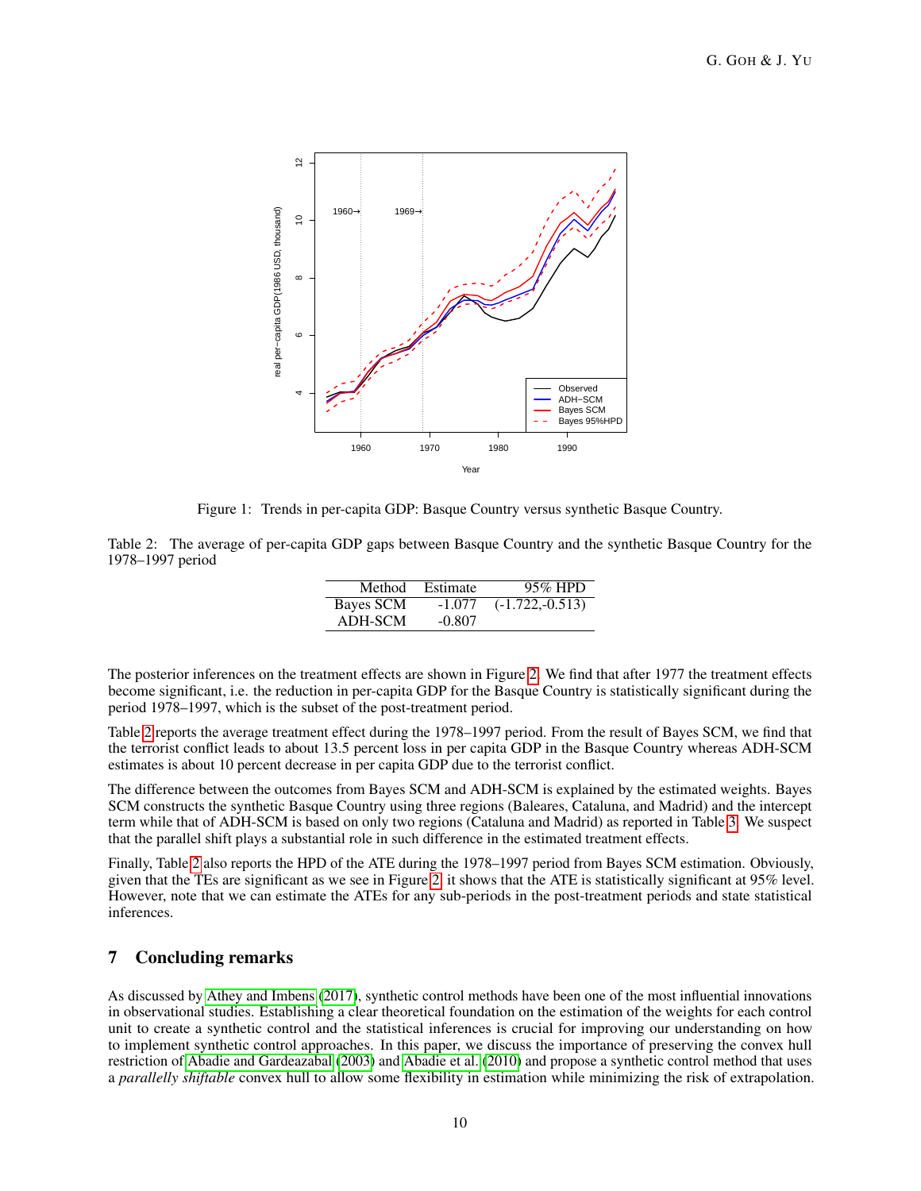real per−capita GDP(1986 USD, thousand)

12
10
8
6
4

1960→
1969→

Observed
ADH−SCM
Bayes SCM
Bayes 95%HPD

1960
1970
1980
1990

Year

Figure 1: Trends in per-capita GDP: Basque Country versus synthetic Basque Country.

Table 2: The average of per-capita GDP gaps between Basque Country and the synthetic Basque Country for the 1978–1997 period

| Method | Estimate | 95% HPD |
|---|---|---|
| Bayes SCM | -1.077 | (-1.722,-0.513) |
| ADH-SCM | -0.807 | |

The posterior inferences on the treatment effects are shown in Figure 2. We find that after 1977 the treatment effects become significant, i.e. the reduction in per-capita GDP for the Basque Country is statistically significant during the period 1978–1997, which is the subset of the post-treatment period.

Table 2 reports the average treatment effect during the 1978–1997 period. From the result of Bayes SCM, we find that the terrorist conflict leads to about 13.5 percent loss in per capita GDP in the Basque Country whereas ADH-SCM estimates is about 10 percent decrease in per capita GDP due to the terrorist conflict.

The difference between the outcomes from Bayes SCM and ADH-SCM is explained by the estimated weights. Bayes SCM constructs the synthetic Basque Country using three regions (Baleares, Cataluna, and Madrid) and the intercept term while that of ADH-SCM is based on only two regions (Cataluna and Madrid) as reported in Table 3. We suspect that the parallel shift plays a substantial role in such difference in the estimated treatment effects.

Finally, Table 2 also reports the HPD of the ATE during the 1978–1997 period from Bayes SCM estimation. Obviously, given that the TEs are significant as we see in Figure 2, it shows that the ATE is statistically significant at 95% level. However, note that we can estimate the ATEs for any sub-periods in the post-treatment periods and state statistical inferences.

## 7 Concluding remarks

As discussed by Athey and Imbens (2017), synthetic control methods have been one of the most influential innovations in observational studies. Establishing a clear theoretical foundation on the estimation of the weights for each control unit to create a synthetic control and the statistical inferences is crucial for improving our understanding on how to implement synthetic control approaches. In this paper, we discuss the importance of preserving the convex hull restriction of Abadie and Gardeazabal (2003) and Abadie et al. (2010) and propose a synthetic control method that uses a *parallelly shiftable* convex hull to allow some flexibility in estimation while minimizing the risk of extrapolation.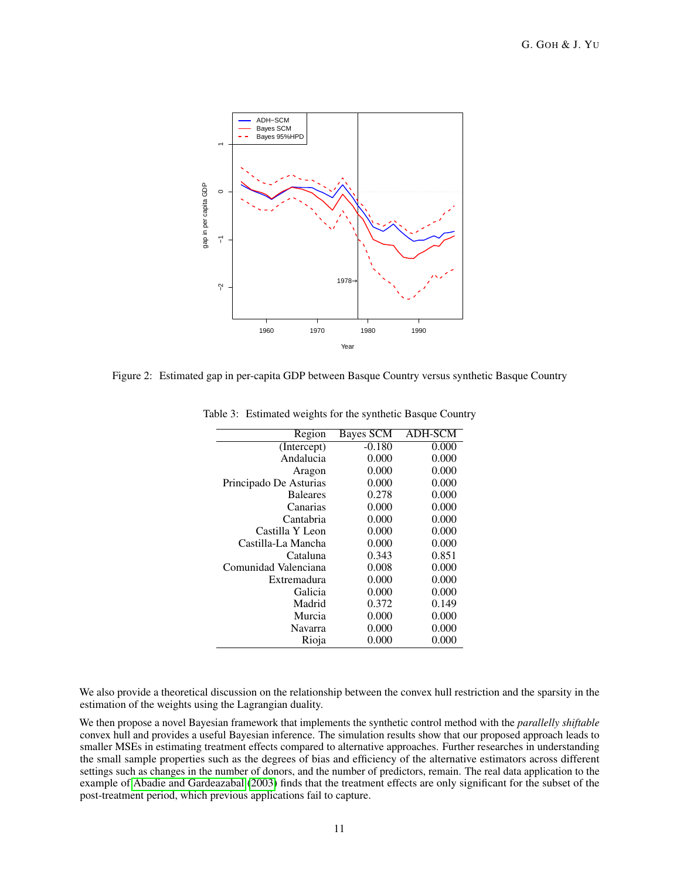ADH–SCM
Bayes SCM
Bayes 95%HPD

gap in per capita GDP

1
0
−1
−2

1978→

1960
1970
1980
1990

Year

Figure 2: Estimated gap in per-capita GDP between Basque Country versus synthetic Basque Country

Table 3: Estimated weights for the synthetic Basque Country

| Region | Bayes SCM | ADH-SCM |
|---|---|---|
| (Intercept) | -0.180 | 0.000 |
| Andalucia | 0.000 | 0.000 |
| Aragon | 0.000 | 0.000 |
| Principado De Asturias | 0.000 | 0.000 |
| Baleares | 0.278 | 0.000 |
| Canarias | 0.000 | 0.000 |
| Cantabria | 0.000 | 0.000 |
| Castilla Y Leon | 0.000 | 0.000 |
| Castilla-La Mancha | 0.000 | 0.000 |
| Cataluna | 0.343 | 0.851 |
| Comunidad Valenciana | 0.008 | 0.000 |
| Extremadura | 0.000 | 0.000 |
| Galicia | 0.000 | 0.000 |
| Madrid | 0.372 | 0.149 |
| Murcia | 0.000 | 0.000 |
| Navarra | 0.000 | 0.000 |
| Rioja | 0.000 | 0.000 |

We also provide a theoretical discussion on the relationship between the convex hull restriction and the sparsity in the estimation of the weights using the Lagrangian duality.

We then propose a novel Bayesian framework that implements the synthetic control method with the *parallelly shiftable* convex hull and provides a useful Bayesian inference. The simulation results show that our proposed approach leads to smaller MSEs in estimating treatment effects compared to alternative approaches. Further researches in understanding the small sample properties such as the degrees of bias and efficiency of the alternative estimators across different settings such as changes in the number of donors, and the number of predictors, remain. The real data application to the example of Abadie and Gardeazabal (2003) finds that the treatment effects are only significant for the subset of the post-treatment period, which previous applications fail to capture.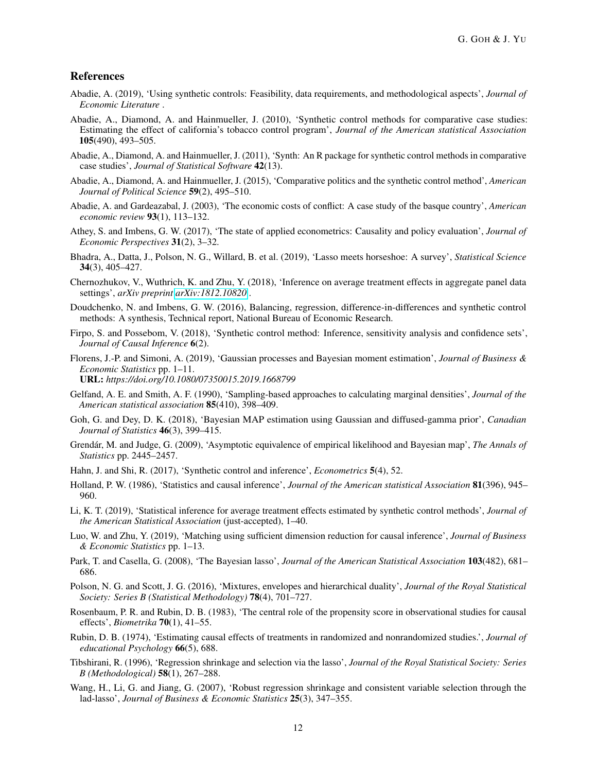## References

Abadie, A. (2019), 'Using synthetic controls: Feasibility, data requirements, and methodological aspects', *Journal of Economic Literature* .

Abadie, A., Diamond, A. and Hainmueller, J. (2010), 'Synthetic control methods for comparative case studies: Estimating the effect of california's tobacco control program', *Journal of the American statistical Association* **105**(490), 493–505.

Abadie, A., Diamond, A. and Hainmueller, J. (2011), 'Synth: An R package for synthetic control methods in comparative case studies', *Journal of Statistical Software* **42**(13).

Abadie, A., Diamond, A. and Hainmueller, J. (2015), 'Comparative politics and the synthetic control method', *American Journal of Political Science* **59**(2), 495–510.

Abadie, A. and Gardeazabal, J. (2003), 'The economic costs of conflict: A case study of the basque country', *American economic review* **93**(1), 113–132.

Athey, S. and Imbens, G. W. (2017), 'The state of applied econometrics: Causality and policy evaluation', *Journal of Economic Perspectives* **31**(2), 3–32.

Bhadra, A., Datta, J., Polson, N. G., Willard, B. et al. (2019), 'Lasso meets horseshoe: A survey', *Statistical Science* **34**(3), 405–427.

Chernozhukov, V., Wuthrich, K. and Zhu, Y. (2018), 'Inference on average treatment effects in aggregate panel data settings', *arXiv preprint arXiv:1812.10820* .

Doudchenko, N. and Imbens, G. W. (2016), Balancing, regression, difference-in-differences and synthetic control methods: A synthesis, Technical report, National Bureau of Economic Research.

Firpo, S. and Possebom, V. (2018), 'Synthetic control method: Inference, sensitivity analysis and confidence sets', *Journal of Causal Inference* **6**(2).

Florens, J.-P. and Simoni, A. (2019), 'Gaussian processes and Bayesian moment estimation', *Journal of Business & Economic Statistics* pp. 1–11.
**URL:** *https://doi.org/10.1080/07350015.2019.1668799*

Gelfand, A. E. and Smith, A. F. (1990), 'Sampling-based approaches to calculating marginal densities', *Journal of the American statistical association* **85**(410), 398–409.

Goh, G. and Dey, D. K. (2018), 'Bayesian MAP estimation using Gaussian and diffused-gamma prior', *Canadian Journal of Statistics* **46**(3), 399–415.

Grendár, M. and Judge, G. (2009), 'Asymptotic equivalence of empirical likelihood and Bayesian map', *The Annals of Statistics* pp. 2445–2457.

Hahn, J. and Shi, R. (2017), 'Synthetic control and inference', *Econometrics* **5**(4), 52.

Holland, P. W. (1986), 'Statistics and causal inference', *Journal of the American statistical Association* **81**(396), 945–960.

Li, K. T. (2019), 'Statistical inference for average treatment effects estimated by synthetic control methods', *Journal of the American Statistical Association* (just-accepted), 1–40.

Luo, W. and Zhu, Y. (2019), 'Matching using sufficient dimension reduction for causal inference', *Journal of Business & Economic Statistics* pp. 1–13.

Park, T. and Casella, G. (2008), 'The Bayesian lasso', *Journal of the American Statistical Association* **103**(482), 681–686.

Polson, N. G. and Scott, J. G. (2016), 'Mixtures, envelopes and hierarchical duality', *Journal of the Royal Statistical Society: Series B (Statistical Methodology)* **78**(4), 701–727.

Rosenbaum, P. R. and Rubin, D. B. (1983), 'The central role of the propensity score in observational studies for causal effects', *Biometrika* **70**(1), 41–55.

Rubin, D. B. (1974), 'Estimating causal effects of treatments in randomized and nonrandomized studies.', *Journal of educational Psychology* **66**(5), 688.

Tibshirani, R. (1996), 'Regression shrinkage and selection via the lasso', *Journal of the Royal Statistical Society: Series B (Methodological)* **58**(1), 267–288.

Wang, H., Li, G. and Jiang, G. (2007), 'Robust regression shrinkage and consistent variable selection through the lad-lasso', *Journal of Business & Economic Statistics* **25**(3), 347–355.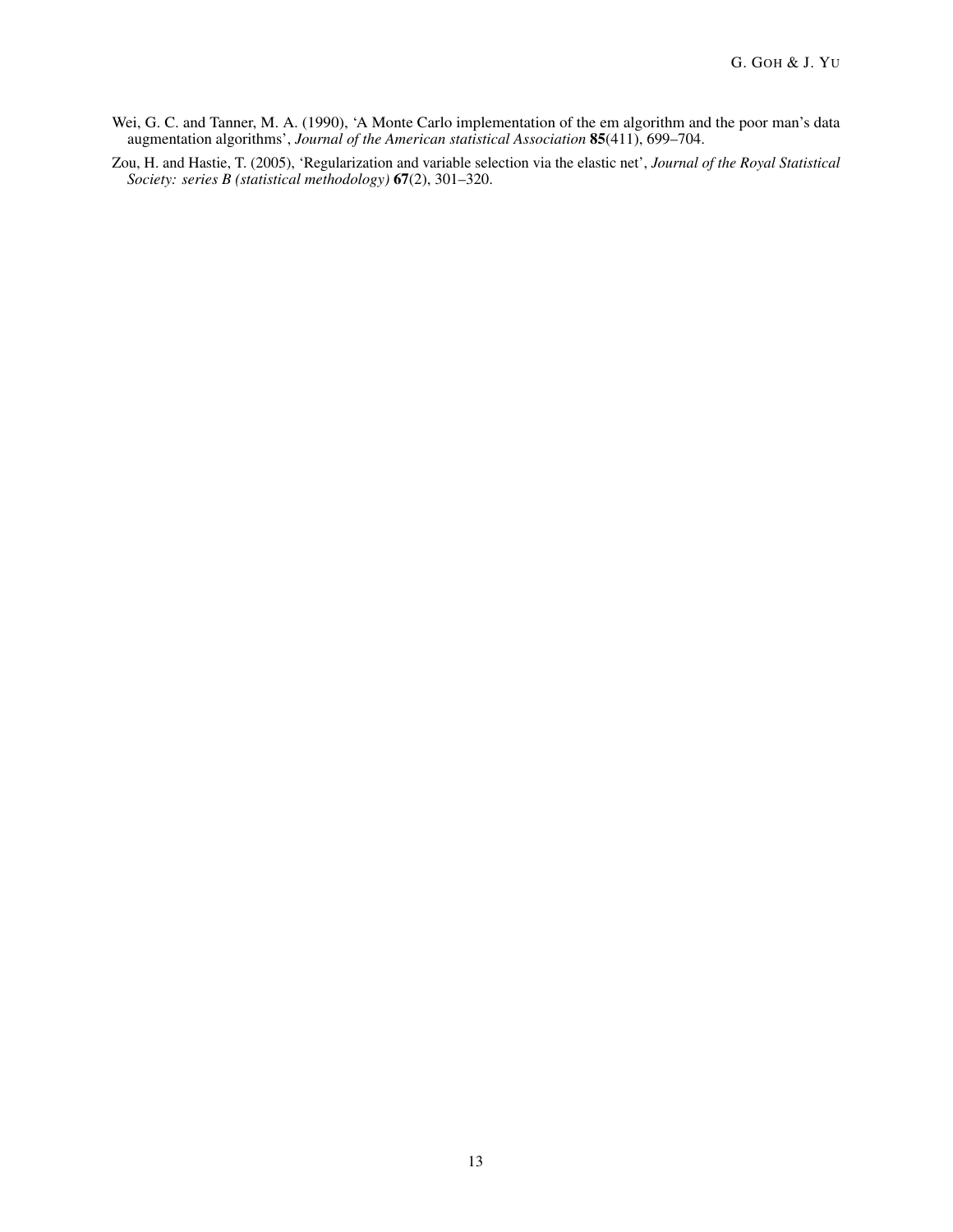Wei, G. C. and Tanner, M. A. (1990), 'A Monte Carlo implementation of the em algorithm and the poor man's data augmentation algorithms', *Journal of the American statistical Association* **85**(411), 699–704.

Zou, H. and Hastie, T. (2005), 'Regularization and variable selection via the elastic net', *Journal of the Royal Statistical Society: series B (statistical methodology)* **67**(2), 301–320.